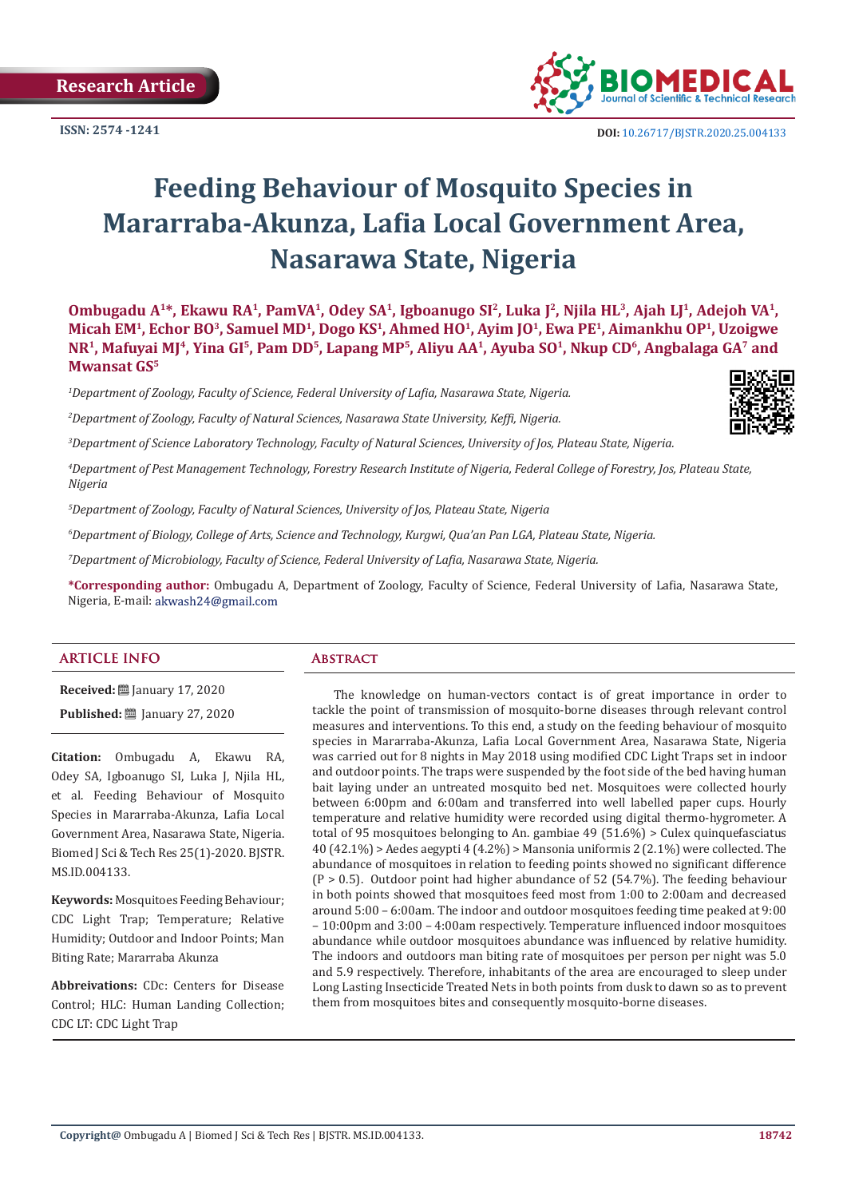Research Article

ISSN: 2574 -1241

DOI: 10.26717/BJSTR.2020.25.004133

# Feeding Behaviour of Mosquito Species in Mararraba-Akunza, Lafia Local Government Area, Nasarawa State, Nigeria

**Ombugadu A[1]*, Ekawu RA[1], PamVA[1], Odey SA[1], Igboanugo SI[2], Luka J[2], Njila HL[3], Ajah LJ[1], Adejoh VA[1], Micah EM[1], Echor BO[3], Samuel MD[1], Dogo KS[1], Ahmed HO[1], Ayim JO[1], Ewa PE[1], Aimankhu OP[1], Uzoigwe NR[1], Mafuyai MJ[4], Yina GI[5], Pam DD[5], Lapang MP[5], Aliyu AA[1], Ayuba SO[1], Nkup CD[6], Angbalaga GA[7] and Mwansat GS[5]**

*[1]Department of Zoology, Faculty of Science, Federal University of Lafia, Nasarawa State, Nigeria.*

*[2]Department of Zoology, Faculty of Natural Sciences, Nasarawa State University, Keffi, Nigeria.*

*[3]Department of Science Laboratory Technology, Faculty of Natural Sciences, University of Jos, Plateau State, Nigeria.*

*[4]Department of Pest Management Technology, Forestry Research Institute of Nigeria, Federal College of Forestry, Jos, Plateau State, Nigeria*

*[5]Department of Zoology, Faculty of Natural Sciences, University of Jos, Plateau State, Nigeria*

*[6]Department of Biology, College of Arts, Science and Technology, Kurgwi, Qua'an Pan LGA, Plateau State, Nigeria.*

*[7]Department of Microbiology, Faculty of Science, Federal University of Lafia, Nasarawa State, Nigeria.*

**\*Corresponding author:** Ombugadu A, Department of Zoology, Faculty of Science, Federal University of Lafia, Nasarawa State, Nigeria, E-mail: akwash24@gmail.com

## ARTICLE INFO

**Received:** January 17, 2020

**Published:** January 27, 2020

**Citation:** Ombugadu A, Ekawu RA, Odey SA, Igboanugo SI, Luka J, Njila HL, et al. Feeding Behaviour of Mosquito Species in Mararraba-Akunza, Lafia Local Government Area, Nasarawa State, Nigeria. Biomed J Sci & Tech Res 25(1)-2020. BJSTR. MS.ID.004133.

**Keywords:** Mosquitoes Feeding Behaviour; CDC Light Trap; Temperature; Relative Humidity; Outdoor and Indoor Points; Man Biting Rate; Mararraba Akunza

**Abbreivations:** CDc: Centers for Disease Control; HLC: Human Landing Collection; CDC LT: CDC Light Trap

## Abstract

The knowledge on human-vectors contact is of great importance in order to tackle the point of transmission of mosquito-borne diseases through relevant control measures and interventions. To this end, a study on the feeding behaviour of mosquito species in Mararraba-Akunza, Lafia Local Government Area, Nasarawa State, Nigeria was carried out for 8 nights in May 2018 using modified CDC Light Traps set in indoor and outdoor points. The traps were suspended by the foot side of the bed having human bait laying under an untreated mosquito bed net. Mosquitoes were collected hourly between 6:00pm and 6:00am and transferred into well labelled paper cups. Hourly temperature and relative humidity were recorded using digital thermo-hygrometer. A total of 95 mosquitoes belonging to An. gambiae 49 (51.6%) > Culex quinquefasciatus 40 (42.1%) > Aedes aegypti 4 (4.2%) > Mansonia uniformis 2 (2.1%) were collected. The abundance of mosquitoes in relation to feeding points showed no significant difference ($P > 0.5$). Outdoor point had higher abundance of 52 (54.7%). The feeding behaviour in both points showed that mosquitoes feed most from 1:00 to 2:00am and decreased around 5:00 – 6:00am. The indoor and outdoor mosquitoes feeding time peaked at 9:00 – 10:00pm and 3:00 – 4:00am respectively. Temperature influenced indoor mosquitoes abundance while outdoor mosquitoes abundance was influenced by relative humidity. The indoors and outdoors man biting rate of mosquitoes per person per night was 5.0 and 5.9 respectively. Therefore, inhabitants of the area are encouraged to sleep under Long Lasting Insecticide Treated Nets in both points from dusk to dawn so as to prevent them from mosquitoes bites and consequently mosquito-borne diseases.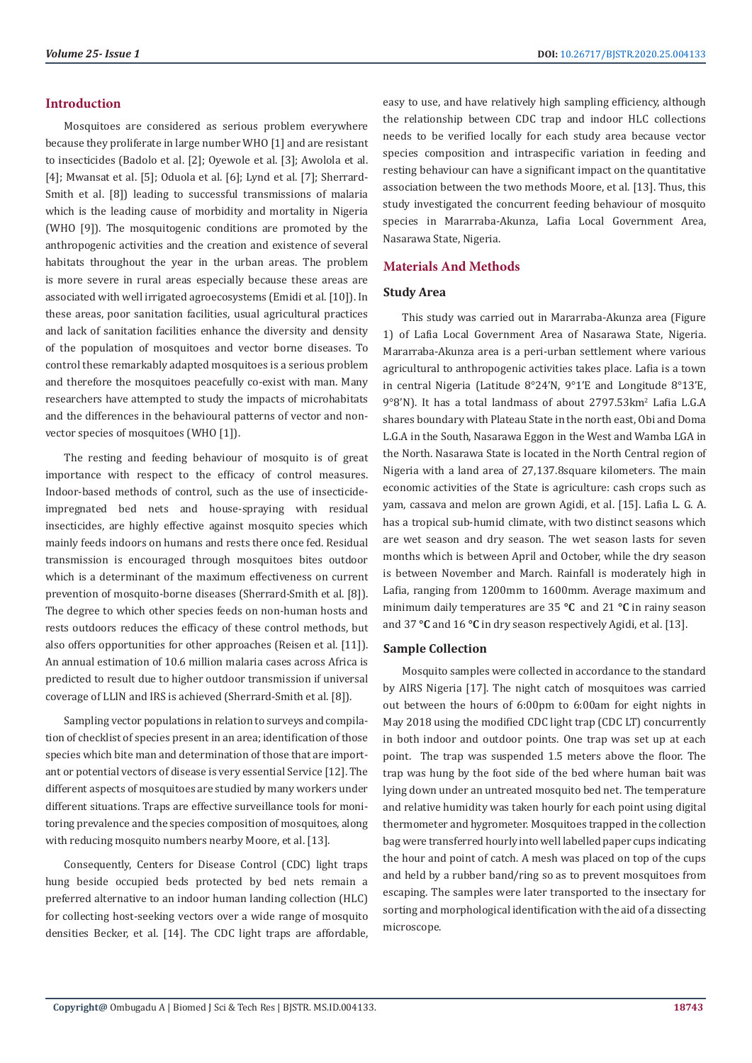## Introduction

Mosquitoes are considered as serious problem everywhere because they proliferate in large number WHO [1] and are resistant to insecticides (Badolo et al. [2]; Oyewole et al. [3]; Awolola et al. [4]; Mwansat et al. [5]; Oduola et al. [6]; Lynd et al. [7]; Sherrard-Smith et al. [8]) leading to successful transmissions of malaria which is the leading cause of morbidity and mortality in Nigeria (WHO [9]). The mosquitogenic conditions are promoted by the anthropogenic activities and the creation and existence of several habitats throughout the year in the urban areas. The problem is more severe in rural areas especially because these areas are associated with well irrigated agroecosystems (Emidi et al. [10]). In these areas, poor sanitation facilities, usual agricultural practices and lack of sanitation facilities enhance the diversity and density of the population of mosquitoes and vector borne diseases. To control these remarkably adapted mosquitoes is a serious problem and therefore the mosquitoes peacefully co-exist with man. Many researchers have attempted to study the impacts of microhabitats and the differences in the behavioural patterns of vector and non-vector species of mosquitoes (WHO [1]).

The resting and feeding behaviour of mosquito is of great importance with respect to the efficacy of control measures. Indoor-based methods of control, such as the use of insecticide-impregnated bed nets and house-spraying with residual insecticides, are highly effective against mosquito species which mainly feeds indoors on humans and rests there once fed. Residual transmission is encouraged through mosquitoes bites outdoor which is a determinant of the maximum effectiveness on current prevention of mosquito-borne diseases (Sherrard-Smith et al. [8]). The degree to which other species feeds on non-human hosts and rests outdoors reduces the efficacy of these control methods, but also offers opportunities for other approaches (Reisen et al. [11]). An annual estimation of 10.6 million malaria cases across Africa is predicted to result due to higher outdoor transmission if universal coverage of LLIN and IRS is achieved (Sherrard-Smith et al. [8]).

Sampling vector populations in relation to surveys and compilation of checklist of species present in an area; identification of those species which bite man and determination of those that are important or potential vectors of disease is very essential Service [12]. The different aspects of mosquitoes are studied by many workers under different situations. Traps are effective surveillance tools for monitoring prevalence and the species composition of mosquitoes, along with reducing mosquito numbers nearby Moore, et al. [13].

Consequently, Centers for Disease Control (CDC) light traps hung beside occupied beds protected by bed nets remain a preferred alternative to an indoor human landing collection (HLC) for collecting host-seeking vectors over a wide range of mosquito densities Becker, et al. [14]. The CDC light traps are affordable, easy to use, and have relatively high sampling efficiency, although the relationship between CDC trap and indoor HLC collections needs to be verified locally for each study area because vector species composition and intraspecific variation in feeding and resting behaviour can have a significant impact on the quantitative association between the two methods Moore, et al. [13]. Thus, this study investigated the concurrent feeding behaviour of mosquito species in Mararraba-Akunza, Lafia Local Government Area, Nasarawa State, Nigeria.

## Materials And Methods

### Study Area

This study was carried out in Mararraba-Akunza area (Figure 1) of Lafia Local Government Area of Nasarawa State, Nigeria. Mararraba-Akunza area is a peri-urban settlement where various agricultural to anthropogenic activities takes place. Lafia is a town in central Nigeria (Latitude 8°24'N, 9°1'E and Longitude 8°13'E, 9°8'N). It has a total landmass of about 2797.53km$^2$ Lafia L.G.A shares boundary with Plateau State in the north east, Obi and Doma L.G.A in the South, Nasarawa Eggon in the West and Wamba LGA in the North. Nasarawa State is located in the North Central region of Nigeria with a land area of 27,137.8square kilometers. The main economic activities of the State is agriculture: cash crops such as yam, cassava and melon are grown Agidi, et al. [15]. Lafia L. G. A. has a tropical sub-humid climate, with two distinct seasons which are wet season and dry season. The wet season lasts for seven months which is between April and October, while the dry season is between November and March. Rainfall is moderately high in Lafia, ranging from 1200mm to 1600mm. Average maximum and minimum daily temperatures are 35 **°C** and 21 **°C** in rainy season and 37 **°C** and 16 **°C** in dry season respectively Agidi, et al. [13].

### Sample Collection

Mosquito samples were collected in accordance to the standard by AIRS Nigeria [17]. The night catch of mosquitoes was carried out between the hours of 6:00pm to 6:00am for eight nights in May 2018 using the modified CDC light trap (CDC LT) concurrently in both indoor and outdoor points. One trap was set up at each point. The trap was suspended 1.5 meters above the floor. The trap was hung by the foot side of the bed where human bait was lying down under an untreated mosquito bed net. The temperature and relative humidity was taken hourly for each point using digital thermometer and hygrometer. Mosquitoes trapped in the collection bag were transferred hourly into well labelled paper cups indicating the hour and point of catch. A mesh was placed on top of the cups and held by a rubber band/ring so as to prevent mosquitoes from escaping. The samples were later transported to the insectary for sorting and morphological identification with the aid of a dissecting microscope.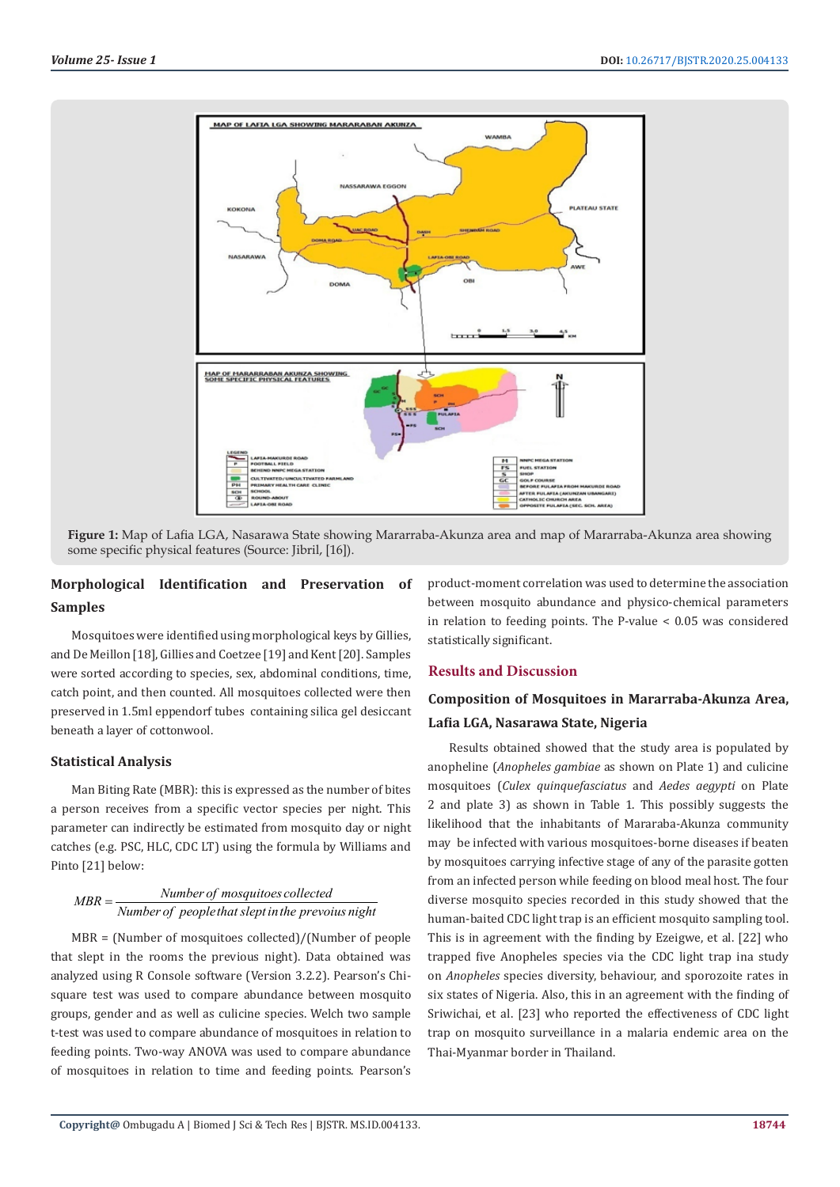Figure 1: Map of Lafia LGA, Nasarawa State showing Mararraba-Akunza area and map of Mararraba-Akunza area showing some specific physical features (Source: Jibril, [16]).

## Morphological Identification and Preservation of Samples

Mosquitoes were identified using morphological keys by Gillies, and De Meillon [18], Gillies and Coetzee [19] and Kent [20]. Samples were sorted according to species, sex, abdominal conditions, time, catch point, and then counted. All mosquitoes collected were then preserved in 1.5ml eppendorf tubes containing silica gel desiccant beneath a layer of cottonwool.

## Statistical Analysis

Man Biting Rate (MBR): this is expressed as the number of bites a person receives from a specific vector species per night. This parameter can indirectly be estimated from mosquito day or night catches (e.g. PSC, HLC, CDC LT) using the formula by Williams and Pinto [21] below:

$$MBR = \frac{Number\ of\ mosquitoes\ collected}{Number\ of\ people\ that\ slept\ in\ the\ prevoius\ night}$$

MBR = (Number of mosquitoes collected)/(Number of people that slept in the rooms the previous night). Data obtained was analyzed using R Console software (Version 3.2.2). Pearson's Chi-square test was used to compare abundance between mosquito groups, gender and as well as culicine species. Welch two sample t-test was used to compare abundance of mosquitoes in relation to feeding points. Two-way ANOVA was used to compare abundance of mosquitoes in relation to time and feeding points. Pearson's product-moment correlation was used to determine the association between mosquito abundance and physico-chemical parameters in relation to feeding points. The P-value < 0.05 was considered statistically significant.

# Results and Discussion

## Composition of Mosquitoes in Mararraba-Akunza Area, Lafia LGA, Nasarawa State, Nigeria

Results obtained showed that the study area is populated by anopheline (*Anopheles gambiae* as shown on Plate 1) and culicine mosquitoes (*Culex quinquefasciatus* and *Aedes aegypti* on Plate 2 and plate 3) as shown in Table 1. This possibly suggests the likelihood that the inhabitants of Mararaba-Akunza community may be infected with various mosquitoes-borne diseases if beaten by mosquitoes carrying infective stage of any of the parasite gotten from an infected person while feeding on blood meal host. The four diverse mosquito species recorded in this study showed that the human-baited CDC light trap is an efficient mosquito sampling tool. This is in agreement with the finding by Ezeigwe, et al. [22] who trapped five Anopheles species via the CDC light trap ina study on *Anopheles* species diversity, behaviour, and sporozoite rates in six states of Nigeria. Also, this in an agreement with the finding of Sriwichai, et al. [23] who reported the effectiveness of CDC light trap on mosquito surveillance in a malaria endemic area on the Thai-Myanmar border in Thailand.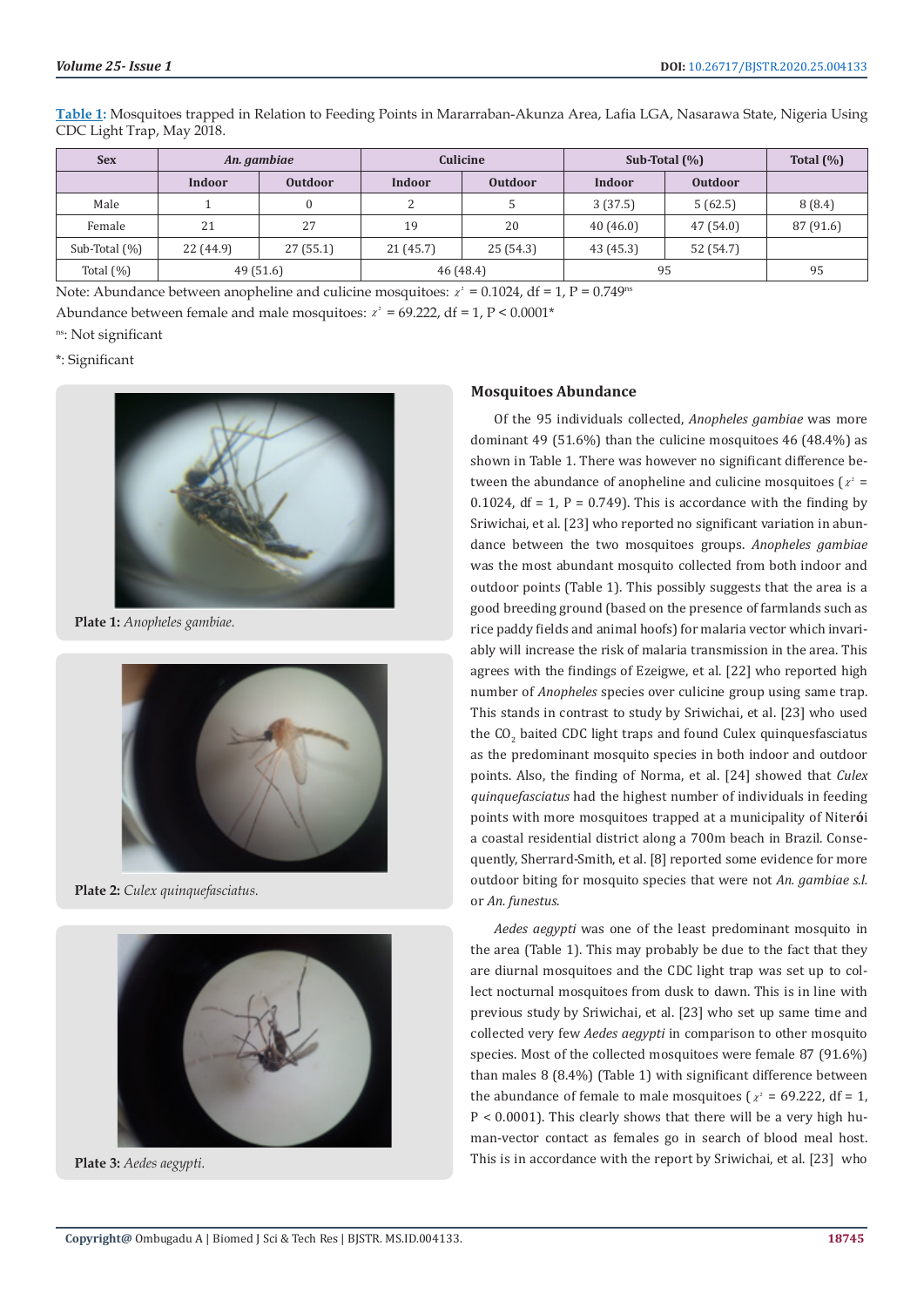**Table 1:** Mosquitoes trapped in Relation to Feeding Points in Mararraban-Akunza Area, Lafia LGA, Nasarawa State, Nigeria Using CDC Light Trap, May 2018.

| Sex | *An. gambiae* | | Culicine | | Sub-Total (%) | | Total (%) |
|---|---|---|---|---|---|---|---|
| | Indoor | Outdoor | Indoor | Outdoor | Indoor | Outdoor | |
| Male | 1 | 0 | 2 | 5 | 3 (37.5) | 5 (62.5) | 8 (8.4) |
| Female | 21 | 27 | 19 | 20 | 40 (46.0) | 47 (54.0) | 87 (91.6) |
| Sub-Total (%) | 22 (44.9) | 27 (55.1) | 21 (45.7) | 25 (54.3) | 43 (45.3) | 52 (54.7) | |
| Total (%) | 49 (51.6) | | 46 (48.4) | | 95 | | 95 |

Note: Abundance between anopheline and culicine mosquitoes: $\chi^2$ = 0.1024, df = 1, P = 0.749[ns]

Abundance between female and male mosquitoes: $\chi^2$ = 69.222, df = 1, P < 0.0001*

[ns]: Not significant

*: Significant

Plate 1: *Anopheles gambiae.*

Plate 2: *Culex quinquefasciatus.*

Plate 3: *Aedes aegypti.*

## Mosquitoes Abundance

Of the 95 individuals collected, *Anopheles gambiae* was more dominant 49 (51.6%) than the culicine mosquitoes 46 (48.4%) as shown in Table 1. There was however no significant difference between the abundance of anopheline and culicine mosquitoes ($\chi^2$ = 0.1024, df = 1, P = 0.749). This is accordance with the finding by Sriwichai, et al. [23] who reported no significant variation in abundance between the two mosquitoes groups. *Anopheles gambiae* was the most abundant mosquito collected from both indoor and outdoor points (Table 1). This possibly suggests that the area is a good breeding ground (based on the presence of farmlands such as rice paddy fields and animal hoofs) for malaria vector which invariably will increase the risk of malaria transmission in the area. This agrees with the findings of Ezeigwe, et al. [22] who reported high number of *Anopheles* species over culicine group using same trap. This stands in contrast to study by Sriwichai, et al. [23] who used the $CO_2$ baited CDC light traps and found Culex quinquesfasciatus as the predominant mosquito species in both indoor and outdoor points. Also, the finding of Norma, et al. [24] showed that *Culex quinquefasciatus* had the highest number of individuals in feeding points with more mosquitoes trapped at a municipality of Niterói a coastal residential district along a 700m beach in Brazil. Consequently, Sherrard-Smith, et al. [8] reported some evidence for more outdoor biting for mosquito species that were not *An. gambiae s.l.* or *An. funestus.*

*Aedes aegypti* was one of the least predominant mosquito in the area (Table 1). This may probably be due to the fact that they are diurnal mosquitoes and the CDC light trap was set up to collect nocturnal mosquitoes from dusk to dawn. This is in line with previous study by Sriwichai, et al. [23] who set up same time and collected very few *Aedes aegypti* in comparison to other mosquito species. Most of the collected mosquitoes were female 87 (91.6%) than males 8 (8.4%) (Table 1) with significant difference between the abundance of female to male mosquitoes ($\chi^2$ = 69.222, df = 1, P < 0.0001). This clearly shows that there will be a very high human-vector contact as females go in search of blood meal host. This is in accordance with the report by Sriwichai, et al. [23] who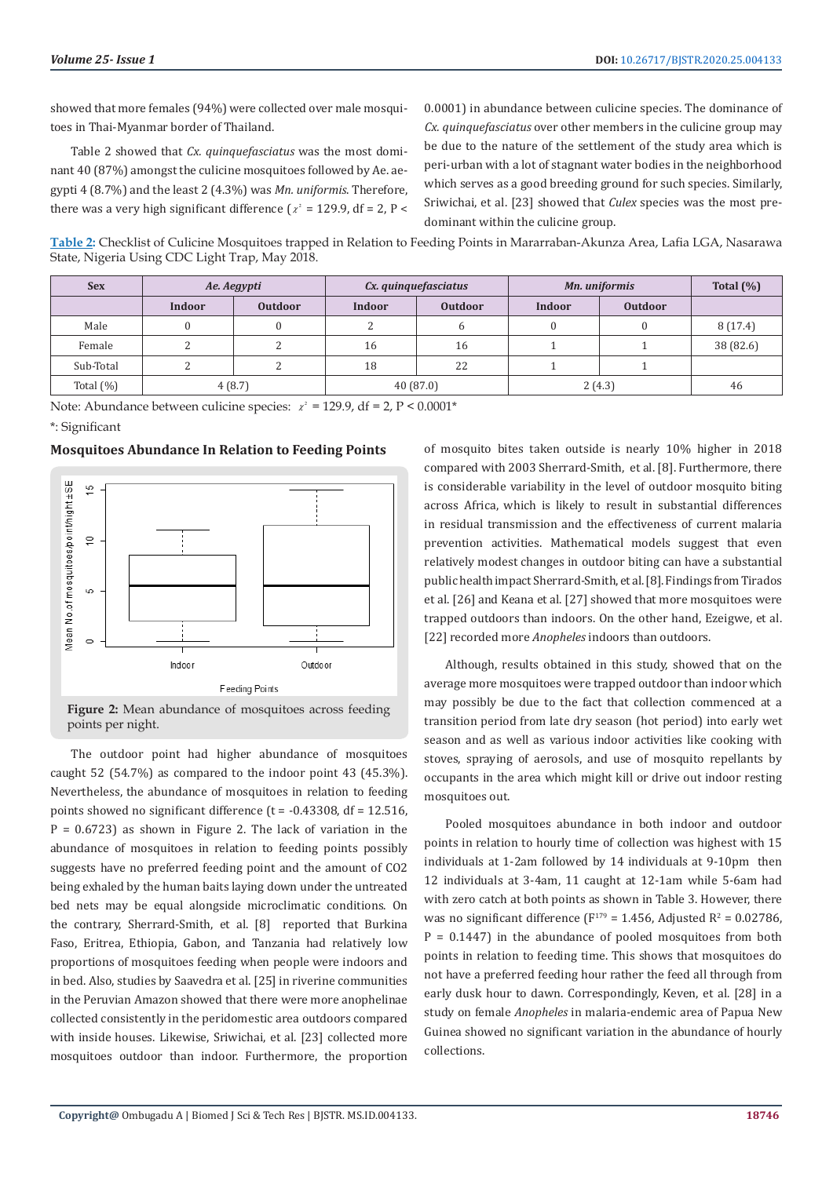showed that more females (94%) were collected over male mosquitoes in Thai-Myanmar border of Thailand.

Table 2 showed that *Cx. quinquefasciatus* was the most dominant 40 (87%) amongst the culicine mosquitoes followed by Ae. aegypti 4 (8.7%) and the least 2 (4.3%) was *Mn. uniformis*. Therefore, there was a very high significant difference ($\chi^2$ = 129.9, df = 2, P < 0.0001) in abundance between culicine species. The dominance of *Cx. quinquefasciatus* over other members in the culicine group may be due to the nature of the settlement of the study area which is peri-urban with a lot of stagnant water bodies in the neighborhood which serves as a good breeding ground for such species. Similarly, Sriwichai, et al. [23] showed that *Culex* species was the most predominant within the culicine group.

**Table 2:** Checklist of Culicine Mosquitoes trapped in Relation to Feeding Points in Mararraban-Akunza Area, Lafia LGA, Nasarawa State, Nigeria Using CDC Light Trap, May 2018.

| Sex | *Ae. Aegypti* | | *Cx. quinquefasciatus* | | *Mn. uniformis* | | Total (%) |
|---|---|---|---|---|---|---|---|
| | Indoor | Outdoor | Indoor | Outdoor | Indoor | Outdoor | |
| Male | 0 | 0 | 2 | 6 | 0 | 0 | 8 (17.4) |
| Female | 2 | 2 | 16 | 16 | 1 | 1 | 38 (82.6) |
| Sub-Total | 2 | 2 | 18 | 22 | 1 | 1 | |
| Total (%) | 4 (8.7) | | 40 (87.0) | | 2 (4.3) | | 46 |

Note: Abundance between culicine species: $\chi^2$ = 129.9, df = 2, P < 0.0001*

*: Significant

### Mosquitoes Abundance In Relation to Feeding Points

**Figure 2:** Mean abundance of mosquitoes across feeding points per night.

The outdoor point had higher abundance of mosquitoes caught 52 (54.7%) as compared to the indoor point 43 (45.3%). Nevertheless, the abundance of mosquitoes in relation to feeding points showed no significant difference (t = -0.43308, df = 12.516, P = 0.6723) as shown in Figure 2. The lack of variation in the abundance of mosquitoes in relation to feeding points possibly suggests have no preferred feeding point and the amount of $CO_2$ being exhaled by the human baits laying down under the untreated bed nets may be equal alongside microclimatic conditions. On the contrary, Sherrard-Smith, et al. [8] reported that Burkina Faso, Eritrea, Ethiopia, Gabon, and Tanzania had relatively low proportions of mosquitoes feeding when people were indoors and in bed. Also, studies by Saavedra et al. [25] in riverine communities in the Peruvian Amazon showed that there were more anophelinae collected consistently in the peridomestic area outdoors compared with inside houses. Likewise, Sriwichai, et al. [23] collected more mosquitoes outdoor than indoor. Furthermore, the proportion of mosquito bites taken outside is nearly 10% higher in 2018 compared with 2003 Sherrard-Smith, et al. [8]. Furthermore, there is considerable variability in the level of outdoor mosquito biting across Africa, which is likely to result in substantial differences in residual transmission and the effectiveness of current malaria prevention activities. Mathematical models suggest that even relatively modest changes in outdoor biting can have a substantial public health impact Sherrard-Smith, et al. [8]. Findings from Tirados et al. [26] and Keana et al. [27] showed that more mosquitoes were trapped outdoors than indoors. On the other hand, Ezeigwe, et al. [22] recorded more *Anopheles* indoors than outdoors.

Although, results obtained in this study, showed that on the average more mosquitoes were trapped outdoor than indoor which may possibly be due to the fact that collection commenced at a transition period from late dry season (hot period) into early wet season and as well as various indoor activities like cooking with stoves, spraying of aerosols, and use of mosquito repellants by occupants in the area which might kill or drive out indoor resting mosquitoes out.

Pooled mosquitoes abundance in both indoor and outdoor points in relation to hourly time of collection was highest with 15 individuals at 1-2am followed by 14 individuals at 9-10pm then 12 individuals at 3-4am, 11 caught at 12-1am while 5-6am had with zero catch at both points as shown in Table 3. However, there was no significant difference ($F^{179}$ = 1.456, Adjusted $R^2$ = 0.02786, P = 0.1447) in the abundance of pooled mosquitoes from both points in relation to feeding time. This shows that mosquitoes do not have a preferred feeding hour rather the feed all through from early dusk hour to dawn. Correspondingly, Keven, et al. [28] in a study on female *Anopheles* in malaria-endemic area of Papua New Guinea showed no significant variation in the abundance of hourly collections.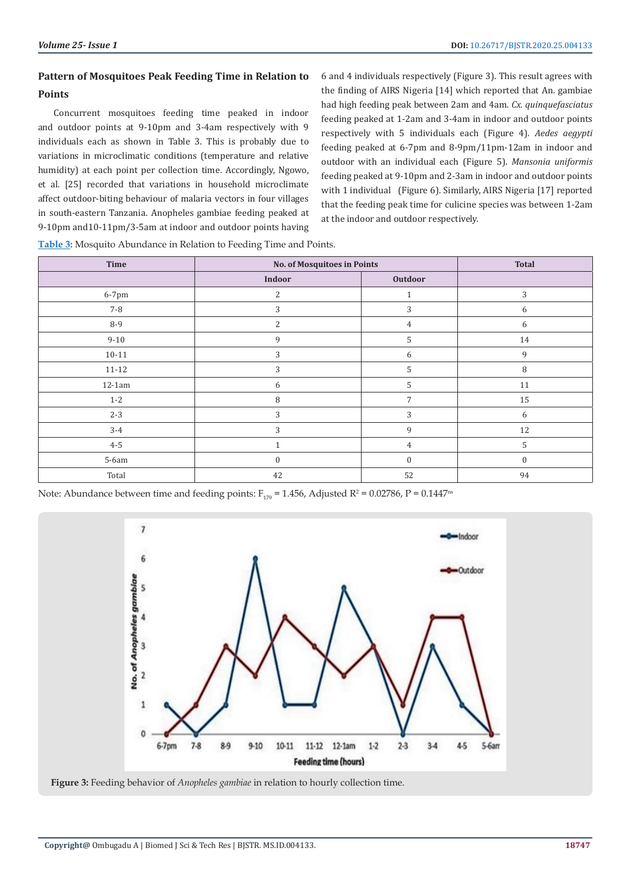### Pattern of Mosquitoes Peak Feeding Time in Relation to Points

Concurrent mosquitoes feeding time peaked in indoor and outdoor points at 9-10pm and 3-4am respectively with 9 individuals each as shown in Table 3. This is probably due to variations in microclimatic conditions (temperature and relative humidity) at each point per collection time. Accordingly, Ngowo, et al. [25] recorded that variations in household microclimate affect outdoor-biting behaviour of malaria vectors in four villages in south-eastern Tanzania. Anopheles gambiae feeding peaked at 9-10pm and10-11pm/3-5am at indoor and outdoor points having 6 and 4 individuals respectively (Figure 3). This result agrees with the finding of AIRS Nigeria [14] which reported that An. gambiae had high feeding peak between 2am and 4am. *Cx. quinquefasciatus* feeding peaked at 1-2am and 3-4am in indoor and outdoor points respectively with 5 individuals each (Figure 4). *Aedes aegypti* feeding peaked at 6-7pm and 8-9pm/11pm-12am in indoor and outdoor with an individual each (Figure 5). *Mansonia uniformis* feeding peaked at 9-10pm and 2-3am in indoor and outdoor points with 1 individual (Figure 6). Similarly, AIRS Nigeria [17] reported that the feeding peak time for culicine species was between 1-2am at the indoor and outdoor respectively.

**Table 3:** Mosquito Abundance in Relation to Feeding Time and Points.

| Time | No. of Mosquitoes in Points | | Total |
|---|---|---|---|
| | Indoor | Outdoor | |
| 6-7pm | 2 | 1 | 3 |
| 7-8 | 3 | 3 | 6 |
| 8-9 | 2 | 4 | 6 |
| 9-10 | 9 | 5 | 14 |
| 10-11 | 3 | 6 | 9 |
| 11-12 | 3 | 5 | 8 |
| 12-1am | 6 | 5 | 11 |
| 1-2 | 8 | 7 | 15 |
| 2-3 | 3 | 3 | 6 |
| 3-4 | 3 | 9 | 12 |
| 4-5 | 1 | 4 | 5 |
| 5-6am | 0 | 0 | 0 |
| Total | 42 | 52 | 94 |

Note: Abundance between time and feeding points: $F_{179} = 1.456$, Adjusted $R^2 = 0.02786$, $P = 0.1447^{ns}$

**Figure 3:** Feeding behavior of *Anopheles gambiae* in relation to hourly collection time.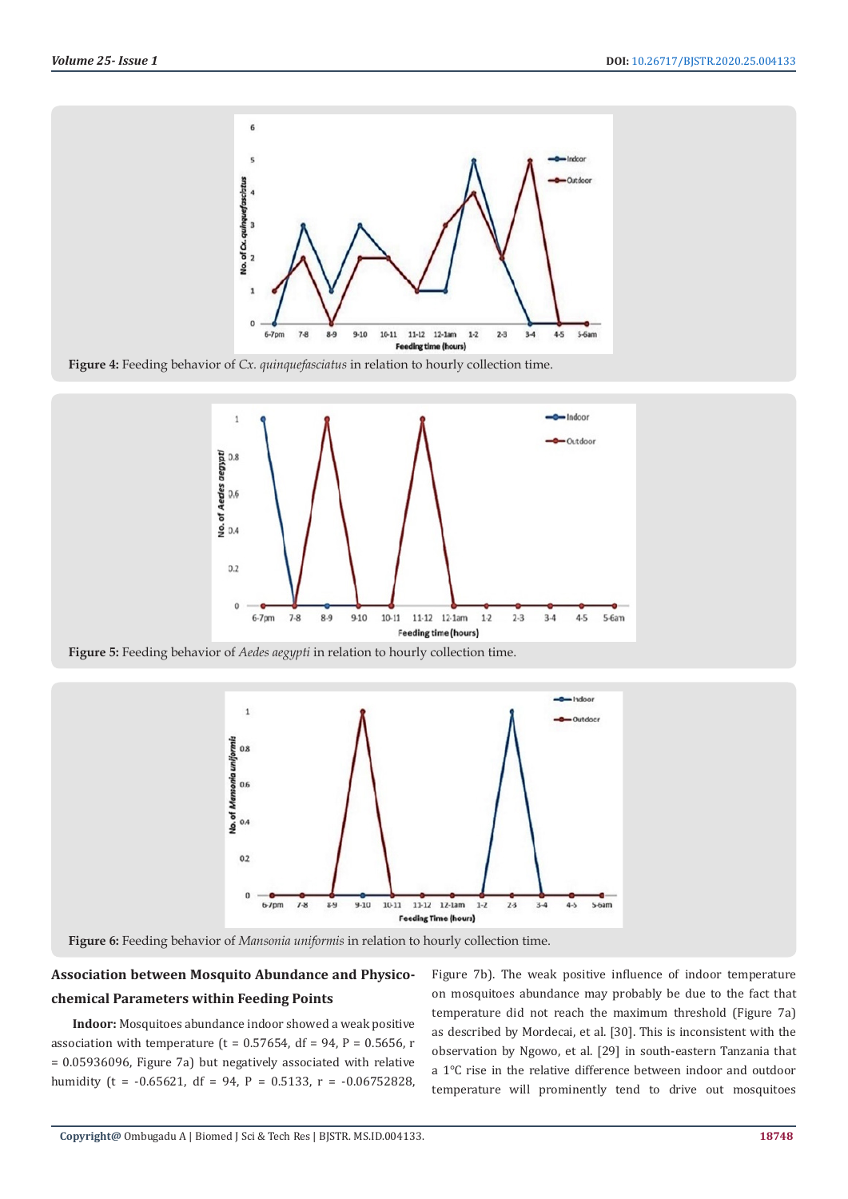Figure 4: Feeding behavior of *Cx. quinquefasciatus* in relation to hourly collection time.

Figure 5: Feeding behavior of *Aedes aegypti* in relation to hourly collection time.

Figure 6: Feeding behavior of *Mansonia uniformis* in relation to hourly collection time.

### Association between Mosquito Abundance and Physico-chemical Parameters within Feeding Points

**Indoor:** Mosquitoes abundance indoor showed a weak positive association with temperature (t = 0.57654, df = 94, P = 0.5656, r = 0.05936096, Figure 7a) but negatively associated with relative humidity (t = -0.65621, df = 94, P = 0.5133, r = -0.06752828, Figure 7b). The weak positive influence of indoor temperature on mosquitoes abundance may probably be due to the fact that temperature did not reach the maximum threshold (Figure 7a) as described by Mordecai, et al. [30]. This is inconsistent with the observation by Ngowo, et al. [29] in south-eastern Tanzania that a 1°C rise in the relative difference between indoor and outdoor temperature will prominently tend to drive out mosquitoes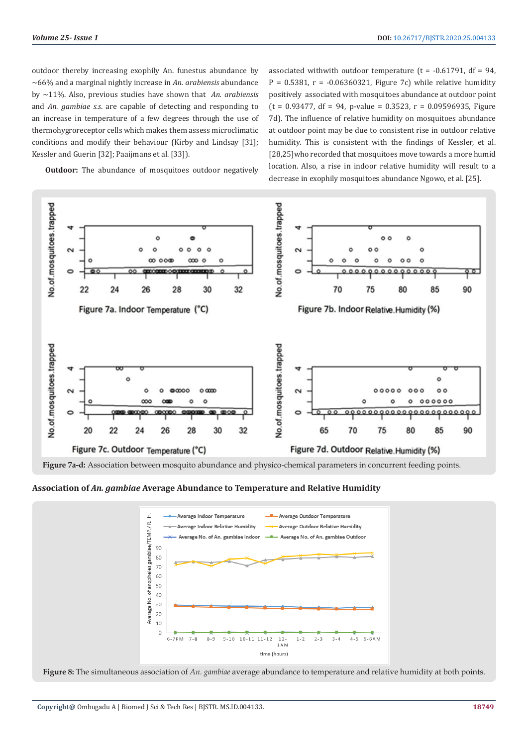outdoor thereby increasing exophily An. funestus abundance by ~66% and a marginal nightly increase in *An. arabiensis* abundance by ~11%. Also, previous studies have shown that *An. arabiensis* and *An. gambiae s.s.* are capable of detecting and responding to an increase in temperature of a few degrees through the use of thermohygroreceptor cells which makes them assess microclimatic conditions and modify their behaviour (Kirby and Lindsay [31]; Kessler and Guerin [32]; Paaijmans et al. [33]).

**Outdoor:** The abundance of mosquitoes outdoor negatively associated withwith outdoor temperature (t = -0.61791, df = 94, P = 0.5381, r = -0.06360321, Figure 7c) while relative humidity positively associated with mosquitoes abundance at outdoor point (t = 0.93477, df = 94, p-value = 0.3523, r = 0.09596935, Figure 7d). The influence of relative humidity on mosquitoes abundance at outdoor point may be due to consistent rise in outdoor relative humidity. This is consistent with the findings of Kessler, et al. [28,25]who recorded that mosquitoes move towards a more humid location. Also, a rise in indoor relative humidity will result to a decrease in exophily mosquitoes abundance Ngowo, et al. [25].

**Figure 7a-d:** Association between mosquito abundance and physico-chemical parameters in concurrent feeding points.

**Association of *An. gambiae* Average Abundance to Temperature and Relative Humidity**

**Figure 8:** The simultaneous association of *An. gambiae* average abundance to temperature and relative humidity at both points.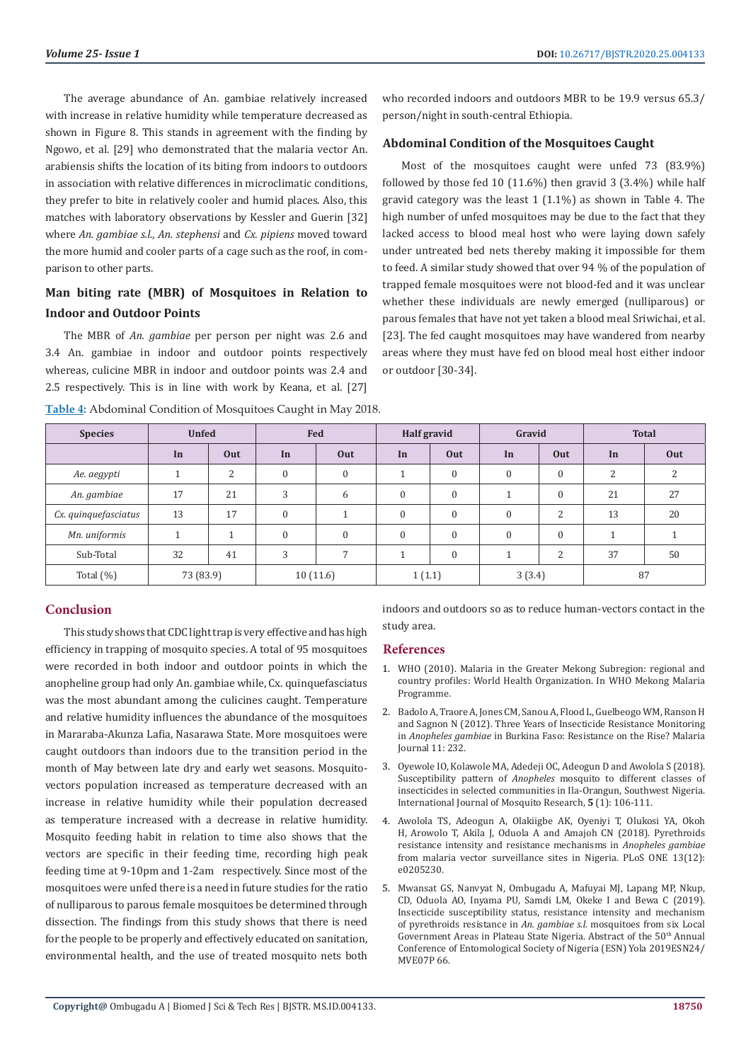The average abundance of An. gambiae relatively increased with increase in relative humidity while temperature decreased as shown in Figure 8. This stands in agreement with the finding by Ngowo, et al. [29] who demonstrated that the malaria vector An. arabiensis shifts the location of its biting from indoors to outdoors in association with relative differences in microclimatic conditions, they prefer to bite in relatively cooler and humid places. Also, this matches with laboratory observations by Kessler and Guerin [32] where *An. gambiae s.l., An. stephensi* and *Cx. pipiens* moved toward the more humid and cooler parts of a cage such as the roof, in comparison to other parts.

## Man biting rate (MBR) of Mosquitoes in Relation to Indoor and Outdoor Points

The MBR of *An. gambiae* per person per night was 2.6 and 3.4 An. gambiae in indoor and outdoor points respectively whereas, culicine MBR in indoor and outdoor points was 2.4 and 2.5 respectively. This is in line with work by Keana, et al. [27] who recorded indoors and outdoors MBR to be 19.9 versus 65.3/person/night in south-central Ethiopia.

## Abdominal Condition of the Mosquitoes Caught

Most of the mosquitoes caught were unfed 73 (83.9%) followed by those fed 10 (11.6%) then gravid 3 (3.4%) while half gravid category was the least 1 (1.1%) as shown in Table 4. The high number of unfed mosquitoes may be due to the fact that they lacked access to blood meal host who were laying down safely under untreated bed nets thereby making it impossible for them to feed. A similar study showed that over 94 % of the population of trapped female mosquitoes were not blood-fed and it was unclear whether these individuals are newly emerged (nulliparous) or parous females that have not yet taken a blood meal Sriwichai, et al. [23]. The fed caught mosquitoes may have wandered from nearby areas where they must have fed on blood meal host either indoor or outdoor [30-34].

**Table 4:** Abdominal Condition of Mosquitoes Caught in May 2018.

| Species | Unfed | | Fed | | Half gravid | | Gravid | | Total | |
|---|---|---|---|---|---|---|---|---|---|---|
| | In | Out | In | Out | In | Out | In | Out | In | Out |
| *Ae. aegypti* | 1 | 2 | 0 | 0 | 1 | 0 | 0 | 0 | 2 | 2 |
| *An. gambiae* | 17 | 21 | 3 | 6 | 0 | 0 | 1 | 0 | 21 | 27 |
| *Cx. quinquefasciatus* | 13 | 17 | 0 | 1 | 0 | 0 | 0 | 2 | 13 | 20 |
| *Mn. uniformis* | 1 | 1 | 0 | 0 | 0 | 0 | 0 | 0 | 1 | 1 |
| Sub-Total | 32 | 41 | 3 | 7 | 1 | 0 | 1 | 2 | 37 | 50 |
| Total (%) | 73 (83.9) | | 10 (11.6) | | 1 (1.1) | | 3 (3.4) | | 87 | |

## Conclusion

This study shows that CDC light trap is very effective and has high efficiency in trapping of mosquito species. A total of 95 mosquitoes were recorded in both indoor and outdoor points in which the anopheline group had only An. gambiae while, Cx. quinquefasciatus was the most abundant among the culicines caught. Temperature and relative humidity influences the abundance of the mosquitoes in Mararaba-Akunza Lafia, Nasarawa State. More mosquitoes were caught outdoors than indoors due to the transition period in the month of May between late dry and early wet seasons. Mosquito-vectors population increased as temperature decreased with an increase in relative humidity while their population decreased as temperature increased with a decrease in relative humidity. Mosquito feeding habit in relation to time also shows that the vectors are specific in their feeding time, recording high peak feeding time at 9-10pm and 1-2am respectively. Since most of the mosquitoes were unfed there is a need in future studies for the ratio of nulliparous to parous female mosquitoes be determined through dissection. The findings from this study shows that there is need for the people to be properly and effectively educated on sanitation, environmental health, and the use of treated mosquito nets both indoors and outdoors so as to reduce human-vectors contact in the study area.

## References

1. WHO (2010). Malaria in the Greater Mekong Subregion: regional and country profiles: World Health Organization. In WHO Mekong Malaria Programme.
2. Badolo A, Traore A, Jones CM, Sanou A, Flood L, Guelbeogo WM, Ranson H and Sagnon N (2012). Three Years of Insecticide Resistance Monitoring in *Anopheles gambiae* in Burkina Faso: Resistance on the Rise? Malaria Journal 11: 232.
3. Oyewole IO, Kolawole MA, Adedeji OC, Adeogun D and Awolola S (2018). Susceptibility pattern of *Anopheles* mosquito to different classes of insecticides in selected communities in Ila-Orangun, Southwest Nigeria. International Journal of Mosquito Research, **5** (1): 106-111.
4. Awolola TS, Adeogun A, Olakiigbe AK, Oyeniyi T, Olukosi YA, Okoh H, Arowolo T, Akila J, Oduola A and Amajoh CN (2018). Pyrethroids resistance intensity and resistance mechanisms in *Anopheles gambiae* from malaria vector surveillance sites in Nigeria. PLoS ONE 13(12): e0205230.
5. Mwansat GS, Nanvyat N, Ombugadu A, Mafuyai MJ, Lapang MP, Nkup, CD, Oduola AO, Inyama PU, Samdi LM, Okeke I and Bewa C (2019). Insecticide susceptibility status, resistance intensity and mechanism of pyrethroids resistance in *An. gambiae s.l.* mosquitoes from six Local Government Areas in Plateau State Nigeria. Abstract of the 50th Annual Conference of Entomological Society of Nigeria (ESN) Yola 2019ESN24/MVE07P 66.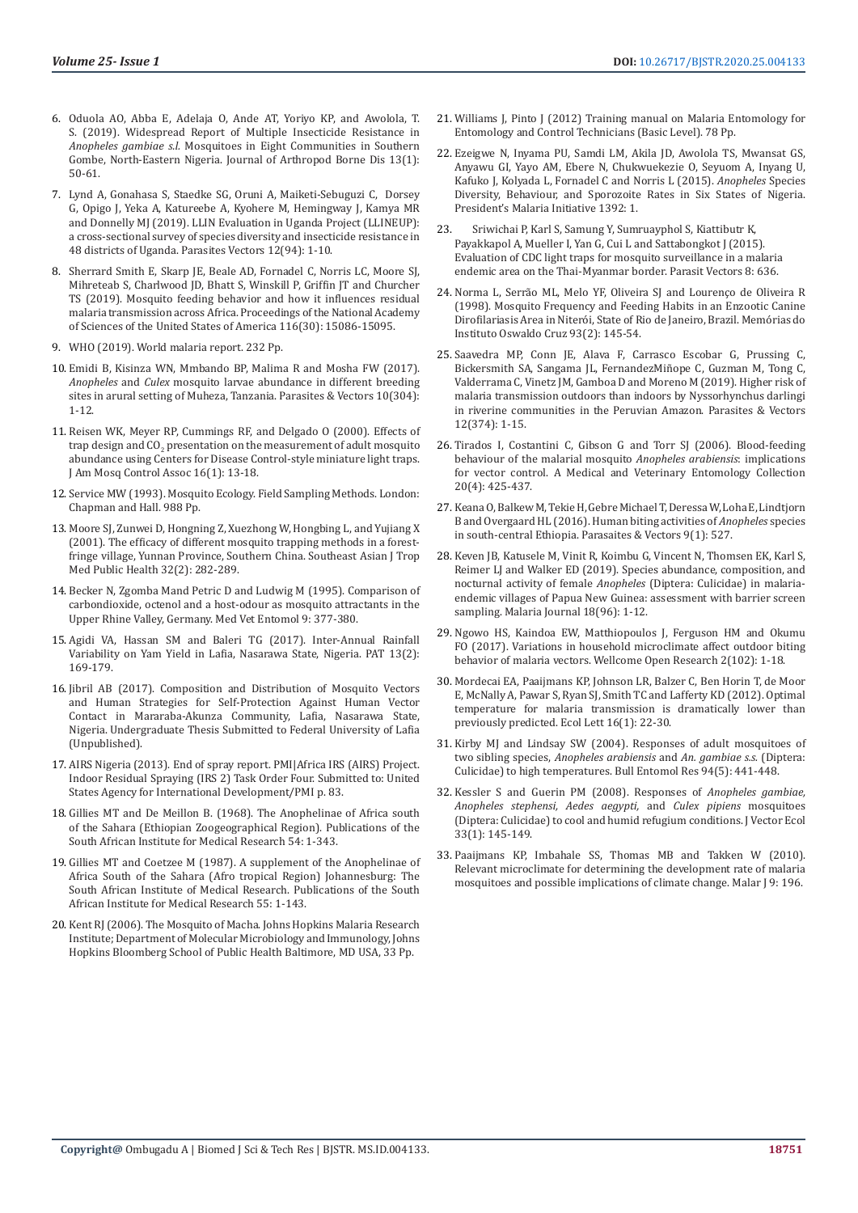6. Oduola AO, Abba E, Adelaja O, Ande AT, Yoriyo KP, and Awolola, T. S. (2019). Widespread Report of Multiple Insecticide Resistance in *Anopheles gambiae s.l.* Mosquitoes in Eight Communities in Southern Gombe, North-Eastern Nigeria. Journal of Arthropod Borne Dis 13(1): 50-61.

7. Lynd A, Gonahasa S, Staedke SG, Oruni A, Maiketi-Sebuguzi C, Dorsey G, Opigo J, Yeka A, Katureebe A, Kyohere M, Hemingway J, Kamya MR and Donnelly MJ (2019). LLIN Evaluation in Uganda Project (LLINEUP): a cross-sectional survey of species diversity and insecticide resistance in 48 districts of Uganda. Parasites Vectors 12(94): 1-10.

8. Sherrard Smith E, Skarp JE, Beale AD, Fornadel C, Norris LC, Moore SJ, Mihreteab S, Charlwood JD, Bhatt S, Winskill P, Griffin JT and Churcher TS (2019). Mosquito feeding behavior and how it influences residual malaria transmission across Africa. Proceedings of the National Academy of Sciences of the United States of America 116(30): 15086-15095.

9. WHO (2019). World malaria report. 232 Pp.

10. Emidi B, Kisinza WN, Mmbando BP, Malima R and Mosha FW (2017). *Anopheles* and *Culex* mosquito larvae abundance in different breeding sites in arural setting of Muheza, Tanzania. Parasites & Vectors 10(304): 1-12.

11. Reisen WK, Meyer RP, Cummings RF, and Delgado O (2000). Effects of trap design and $CO_2$ presentation on the measurement of adult mosquito abundance using Centers for Disease Control-style miniature light traps. J Am Mosq Control Assoc 16(1): 13-18.

12. Service MW (1993). Mosquito Ecology. Field Sampling Methods. London: Chapman and Hall. 988 Pp.

13. Moore SJ, Zunwei D, Hongning Z, Xuezhong W, Hongbing L, and Yujiang X (2001). The efficacy of different mosquito trapping methods in a forest-fringe village, Yunnan Province, Southern China. Southeast Asian J Trop Med Public Health 32(2): 282-289.

14. Becker N, Zgomba Mand Petric D and Ludwig M (1995). Comparison of carbondioxide, octenol and a host-odour as mosquito attractants in the Upper Rhine Valley, Germany. Med Vet Entomol 9: 377-380.

15. Agidi VA, Hassan SM and Baleri TG (2017). Inter-Annual Rainfall Variability on Yam Yield in Lafia, Nasarawa State, Nigeria. PAT 13(2): 169-179.

16. Jibril AB (2017). Composition and Distribution of Mosquito Vectors and Human Strategies for Self-Protection Against Human Vector Contact in Mararaba-Akunza Community, Lafia, Nasarawa State, Nigeria. Undergraduate Thesis Submitted to Federal University of Lafia (Unpublished).

17. AIRS Nigeria (2013). End of spray report. PMI|Africa IRS (AIRS) Project. Indoor Residual Spraying (IRS 2) Task Order Four. Submitted to: United States Agency for International Development/PMI p. 83.

18. Gillies MT and De Meillon B. (1968). The Anophelinae of Africa south of the Sahara (Ethiopian Zoogeographical Region). Publications of the South African Institute for Medical Research 54: 1-343.

19. Gillies MT and Coetzee M (1987). A supplement of the Anophelinae of Africa South of the Sahara (Afro tropical Region) Johannesburg: The South African Institute of Medical Research. Publications of the South African Institute for Medical Research 55: 1-143.

20. Kent RJ (2006). The Mosquito of Macha. Johns Hopkins Malaria Research Institute; Department of Molecular Microbiology and Immunology, Johns Hopkins Bloomberg School of Public Health Baltimore, MD USA, 33 Pp.

21. Williams J, Pinto J (2012) Training manual on Malaria Entomology for Entomology and Control Technicians (Basic Level). 78 Pp.

22. Ezeigwe N, Inyama PU, Samdi LM, Akila JD, Awolola TS, Mwansat GS, Anyawu GI, Yayo AM, Ebere N, Chukwuekezie O, Seyuom A, Inyang U, Kafuko J, Kolyada L, Fornadel C and Norris L (2015). *Anopheles* Species Diversity, Behaviour, and Sporozoite Rates in Six States of Nigeria. President's Malaria Initiative 1392: 1.

23. Sriwichai P, Karl S, Samung Y, Sumruayphol S, Kiattibutr K, Payakkapol A, Mueller I, Yan G, Cui L and Sattabongkot J (2015). Evaluation of CDC light traps for mosquito surveillance in a malaria endemic area on the Thai-Myanmar border. Parasit Vectors 8: 636.

24. Norma L, Serrão ML, Melo YF, Oliveira SJ and Lourenço de Oliveira R (1998). Mosquito Frequency and Feeding Habits in an Enzootic Canine Dirofilariasis Area in Niterói, State of Rio de Janeiro, Brazil. Memórias do Instituto Oswaldo Cruz 93(2): 145-54.

25. Saavedra MP, Conn JE, Alava F, Carrasco Escobar G, Prussing C, Bickersmith SA, Sangama JL, FernandezMiñope C, Guzman M, Tong C, Valderrama C, Vinetz JM, Gamboa D and Moreno M (2019). Higher risk of malaria transmission outdoors than indoors by Nyssorhynchus darlingi in riverine communities in the Peruvian Amazon. Parasites & Vectors 12(374): 1-15.

26. Tirados I, Costantini C, Gibson G and Torr SJ (2006). Blood-feeding behaviour of the malarial mosquito *Anopheles arabiensis*: implications for vector control. A Medical and Veterinary Entomology Collection 20(4): 425-437.

27. Keana O, Balkew M, Tekie H, Gebre Michael T, Deressa W, Loha E, Lindtjorn B and Overgaard HL (2016). Human biting activities of *Anopheles* species in south-central Ethiopia. Parasaites & Vectors 9(1): 527.

28. Keven JB, Katusele M, Vinit R, Koimbu G, Vincent N, Thomsen EK, Karl S, Reimer LJ and Walker ED (2019). Species abundance, composition, and nocturnal activity of female *Anopheles* (Diptera: Culicidae) in malaria-endemic villages of Papua New Guinea: assessment with barrier screen sampling. Malaria Journal 18(96): 1-12.

29. Ngowo HS, Kaindoa EW, Matthiopoulos J, Ferguson HM and Okumu FO (2017). Variations in household microclimate affect outdoor biting behavior of malaria vectors. Wellcome Open Research 2(102): 1-18.

30. Mordecai EA, Paaijmans KP, Johnson LR, Balzer C, Ben Horin T, de Moor E, McNally A, Pawar S, Ryan SJ, Smith TC and Lafferty KD (2012). Optimal temperature for malaria transmission is dramatically lower than previously predicted. Ecol Lett 16(1): 22-30.

31. Kirby MJ and Lindsay SW (2004). Responses of adult mosquitoes of two sibling species, *Anopheles arabiensis* and *An. gambiae s.s.* (Diptera: Culicidae) to high temperatures. Bull Entomol Res 94(5): 441-448.

32. Kessler S and Guerin PM (2008). Responses of *Anopheles gambiae, Anopheles stephensi, Aedes aegypti,* and *Culex pipiens* mosquitoes (Diptera: Culicidae) to cool and humid refugium conditions. J Vector Ecol 33(1): 145-149.

33. Paaijmans KP, Imbahale SS, Thomas MB and Takken W (2010). Relevant microclimate for determining the development rate of malaria mosquitoes and possible implications of climate change. Malar J 9: 196.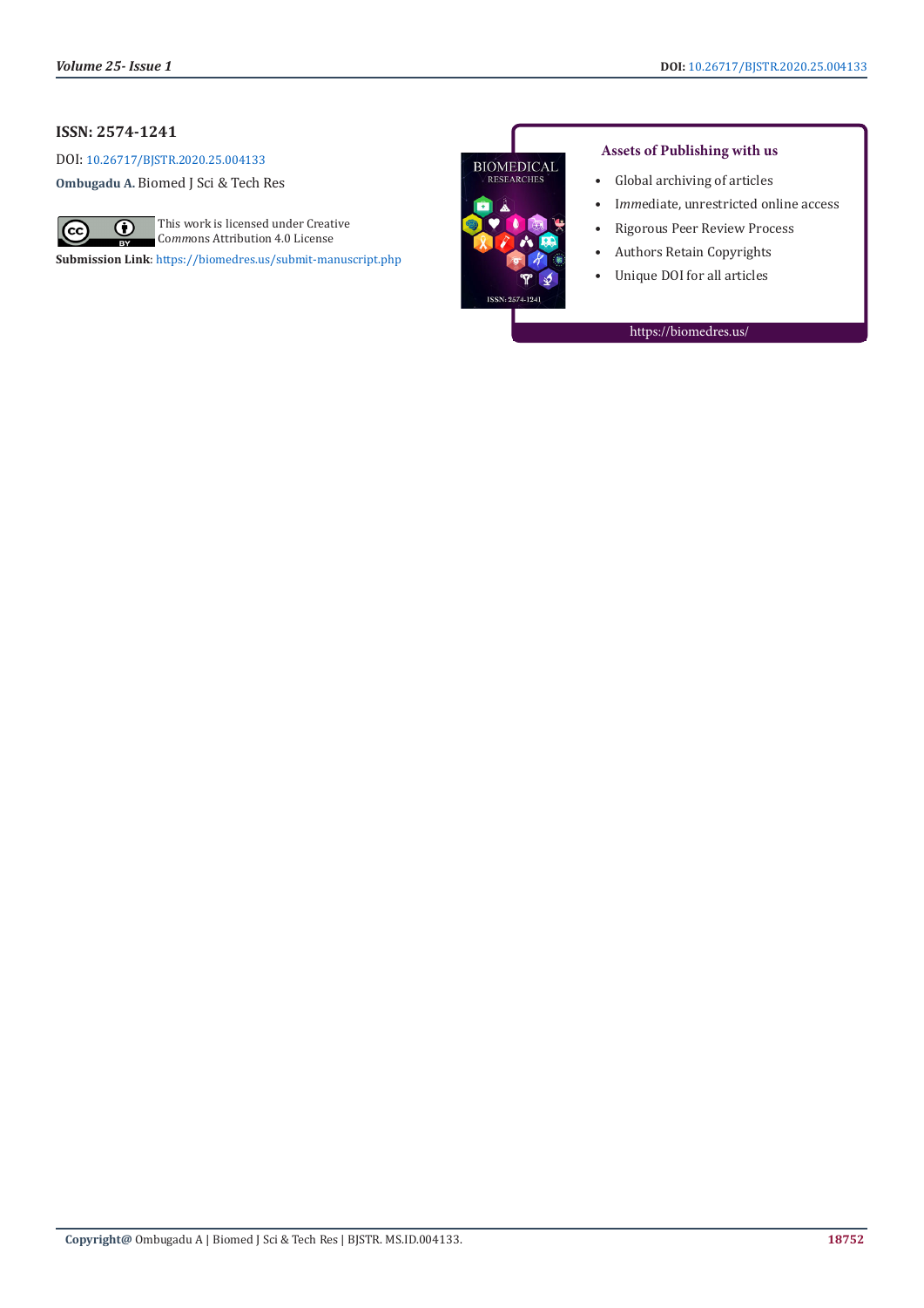**ISSN: 2574-1241**

DOI: 10.26717/BJSTR.2020.25.004133

**Ombugadu A.** Biomed J Sci & Tech Res

This work is licensed under Creative Commons Attribution 4.0 License

**Submission Link**: https://biomedres.us/submit-manuscript.php

### Assets of Publishing with us

- Global archiving of articles
- Immediate, unrestricted online access
- Rigorous Peer Review Process
- Authors Retain Copyrights
- Unique DOI for all articles

https://biomedres.us/